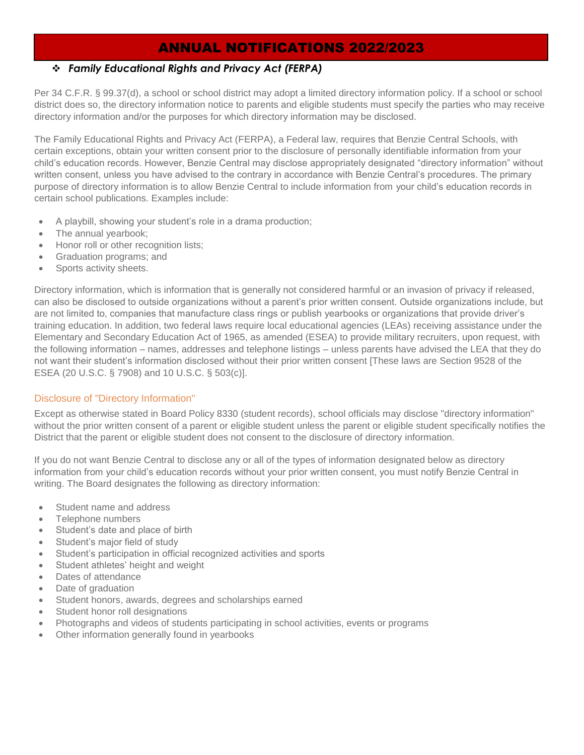# ANNUAL NOTIFICATIONS 2022/2023

## ❖ *Family Educational Rights and Privacy Act (FERPA)*

Per 34 C.F.R. § 99.37(d), a school or school district may adopt a limited directory information policy. If a school or school district does so, the directory information notice to parents and eligible students must specify the parties who may receive directory information and/or the purposes for which directory information may be disclosed.

The Family Educational Rights and Privacy Act (FERPA), a Federal law, requires that Benzie Central Schools, with certain exceptions, obtain your written consent prior to the disclosure of personally identifiable information from your child's education records. However, Benzie Central may disclose appropriately designated "directory information" without written consent, unless you have advised to the contrary in accordance with Benzie Central's procedures. The primary purpose of directory information is to allow Benzie Central to include information from your child's education records in certain school publications. Examples include:

- A playbill, showing your student's role in a drama production;
- The annual yearbook;
- Honor roll or other recognition lists;
- Graduation programs; and
- Sports activity sheets.

Directory information, which is information that is generally not considered harmful or an invasion of privacy if released, can also be disclosed to outside organizations without a parent's prior written consent. Outside organizations include, but are not limited to, companies that manufacture class rings or publish yearbooks or organizations that provide driver's training education. In addition, two federal laws require local educational agencies (LEAs) receiving assistance under the Elementary and Secondary Education Act of 1965, as amended (ESEA) to provide military recruiters, upon request, with the following information – names, addresses and telephone listings – unless parents have advised the LEA that they do not want their student's information disclosed without their prior written consent [These laws are Section 9528 of the ESEA (20 U.S.C. § 7908) and 10 U.S.C. § 503(c)].

### Disclosure of "Directory Information"

Except as otherwise stated in Board Policy 8330 (student records), school officials may disclose "directory information" without the prior written consent of a parent or eligible student unless the parent or eligible student specifically notifies the District that the parent or eligible student does not consent to the disclosure of directory information.

If you do not want Benzie Central to disclose any or all of the types of information designated below as directory information from your child's education records without your prior written consent, you must notify Benzie Central in writing. The Board designates the following as directory information:

- Student name and address
- Telephone numbers
- Student's date and place of birth
- Student's major field of study
- Student's participation in official recognized activities and sports
- Student athletes' height and weight
- Dates of attendance
- Date of graduation
- Student honors, awards, degrees and scholarships earned
- Student honor roll designations
- Photographs and videos of students participating in school activities, events or programs
- Other information generally found in yearbooks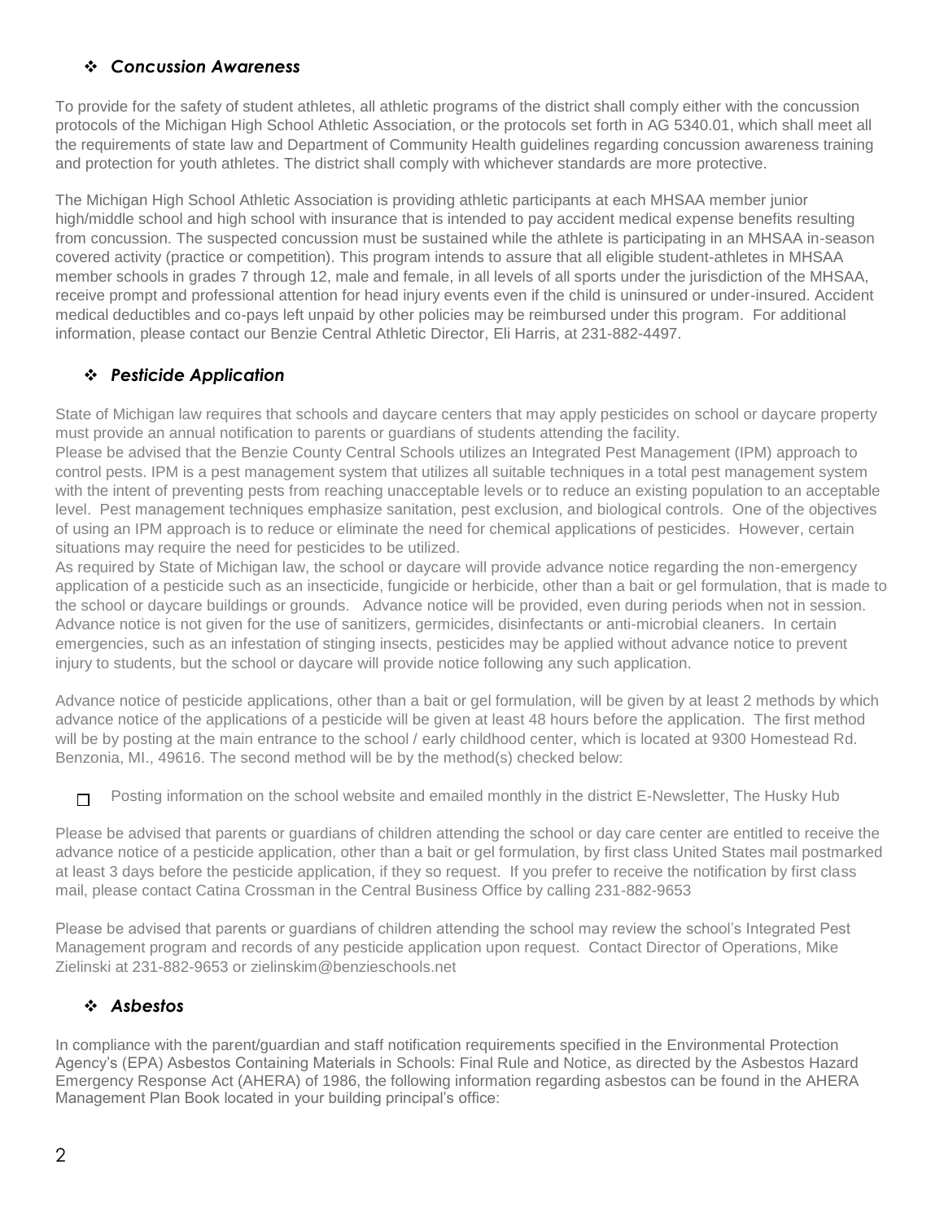### ❖ *Concussion Awareness*

To provide for the safety of student athletes, all athletic programs of the district shall comply either with the concussion protocols of the Michigan High School Athletic Association, or the protocols set forth in AG 5340.01, which shall meet all the requirements of state law and Department of Community Health guidelines regarding concussion awareness training and protection for youth athletes. The district shall comply with whichever standards are more protective.

The Michigan High School Athletic Association is providing athletic participants at each MHSAA member junior high/middle school and high school with insurance that is intended to pay accident medical expense benefits resulting from concussion. The suspected concussion must be sustained while the athlete is participating in an MHSAA in-season covered activity (practice or competition). This program intends to assure that all eligible student-athletes in MHSAA member schools in grades 7 through 12, male and female, in all levels of all sports under the jurisdiction of the MHSAA, receive prompt and professional attention for head injury events even if the child is uninsured or under-insured. Accident medical deductibles and co-pays left unpaid by other policies may be reimbursed under this program. For additional information, please contact our Benzie Central Athletic Director, Eli Harris, at 231-882-4497.

### ❖ *Pesticide Application*

State of Michigan law requires that schools and daycare centers that may apply pesticides on school or daycare property must provide an annual notification to parents or guardians of students attending the facility.
Please be advised that the Benzie County Central Schools utilizes an Integrated Pest Management (IPM) approach to control pests. IPM is a pest management system that utilizes all suitable techniques in a total pest management system with the intent of preventing pests from reaching unacceptable levels or to reduce an existing population to an acceptable level. Pest management techniques emphasize sanitation, pest exclusion, and biological controls. One of the objectives of using an IPM approach is to reduce or eliminate the need for chemical applications of pesticides. However, certain situations may require the need for pesticides to be utilized.
As required by State of Michigan law, the school or daycare will provide advance notice regarding the non-emergency application of a pesticide such as an insecticide, fungicide or herbicide, other than a bait or gel formulation, that is made to the school or daycare buildings or grounds. Advance notice will be provided, even during periods when not in session. Advance notice is not given for the use of sanitizers, germicides, disinfectants or anti-microbial cleaners. In certain emergencies, such as an infestation of stinging insects, pesticides may be applied without advance notice to prevent injury to students, but the school or daycare will provide notice following any such application.

Advance notice of pesticide applications, other than a bait or gel formulation, will be given by at least 2 methods by which advance notice of the applications of a pesticide will be given at least 48 hours before the application. The first method will be by posting at the main entrance to the school / early childhood center, which is located at 9300 Homestead Rd. Benzonia, MI., 49616. The second method will be by the method(s) checked below:

- ☐ Posting information on the school website and emailed monthly in the district E-Newsletter, The Husky Hub

Please be advised that parents or guardians of children attending the school or day care center are entitled to receive the advance notice of a pesticide application, other than a bait or gel formulation, by first class United States mail postmarked at least 3 days before the pesticide application, if they so request. If you prefer to receive the notification by first class mail, please contact Catina Crossman in the Central Business Office by calling 231-882-9653

Please be advised that parents or guardians of children attending the school may review the school's Integrated Pest Management program and records of any pesticide application upon request. Contact Director of Operations, Mike Zielinski at 231-882-9653 or zielinskim@benzieschools.net

### ❖ *Asbestos*

In compliance with the parent/guardian and staff notification requirements specified in the Environmental Protection Agency's (EPA) Asbestos Containing Materials in Schools: Final Rule and Notice, as directed by the Asbestos Hazard Emergency Response Act (AHERA) of 1986, the following information regarding asbestos can be found in the AHERA Management Plan Book located in your building principal's office: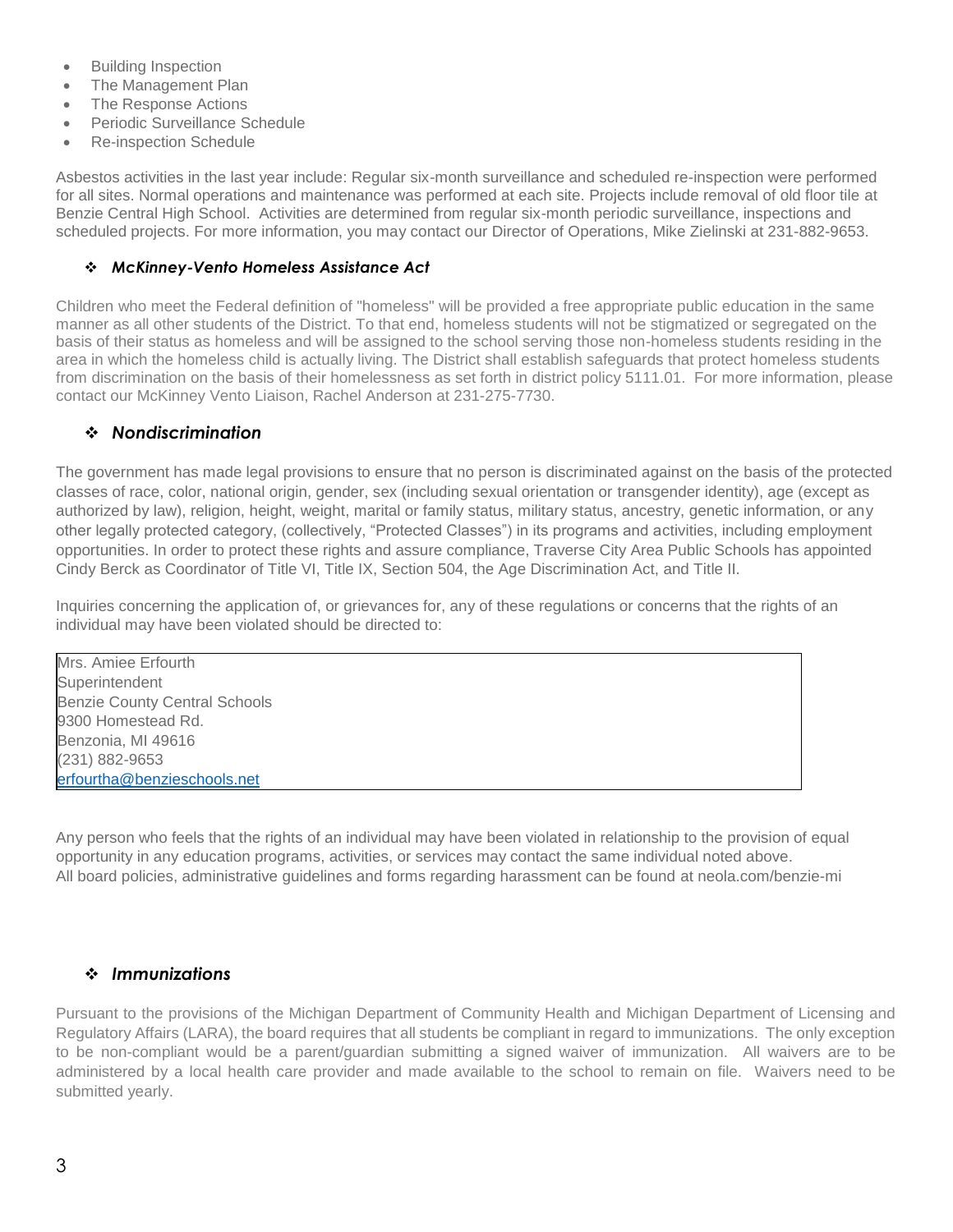- Building Inspection
- The Management Plan
- The Response Actions
- Periodic Surveillance Schedule
- Re-inspection Schedule

Asbestos activities in the last year include: Regular six-month surveillance and scheduled re-inspection were performed for all sites. Normal operations and maintenance was performed at each site. Projects include removal of old floor tile at Benzie Central High School. Activities are determined from regular six-month periodic surveillance, inspections and scheduled projects. For more information, you may contact our Director of Operations, Mike Zielinski at 231-882-9653.

### ❖ *McKinney-Vento Homeless Assistance Act*

Children who meet the Federal definition of "homeless" will be provided a free appropriate public education in the same manner as all other students of the District. To that end, homeless students will not be stigmatized or segregated on the basis of their status as homeless and will be assigned to the school serving those non-homeless students residing in the area in which the homeless child is actually living. The District shall establish safeguards that protect homeless students from discrimination on the basis of their homelessness as set forth in district policy 5111.01. For more information, please contact our McKinney Vento Liaison, Rachel Anderson at 231-275-7730.

### ❖ *Nondiscrimination*

The government has made legal provisions to ensure that no person is discriminated against on the basis of the protected classes of race, color, national origin, gender, sex (including sexual orientation or transgender identity), age (except as authorized by law), religion, height, weight, marital or family status, military status, ancestry, genetic information, or any other legally protected category, (collectively, "Protected Classes") in its programs and activities, including employment opportunities. In order to protect these rights and assure compliance, Traverse City Area Public Schools has appointed Cindy Berck as Coordinator of Title VI, Title IX, Section 504, the Age Discrimination Act, and Title II.

Inquiries concerning the application of, or grievances for, any of these regulations or concerns that the rights of an individual may have been violated should be directed to:

Mrs. Amiee Erfourth
Superintendent
Benzie County Central Schools
9300 Homestead Rd.
Benzonia, MI 49616
(231) 882-9653
erfourtha@benzieschools.net

Any person who feels that the rights of an individual may have been violated in relationship to the provision of equal opportunity in any education programs, activities, or services may contact the same individual noted above.
All board policies, administrative guidelines and forms regarding harassment can be found at neola.com/benzie-mi

### ❖ *Immunizations*

Pursuant to the provisions of the Michigan Department of Community Health and Michigan Department of Licensing and Regulatory Affairs (LARA), the board requires that all students be compliant in regard to immunizations. The only exception to be non-compliant would be a parent/guardian submitting a signed waiver of immunization. All waivers are to be administered by a local health care provider and made available to the school to remain on file. Waivers need to be submitted yearly.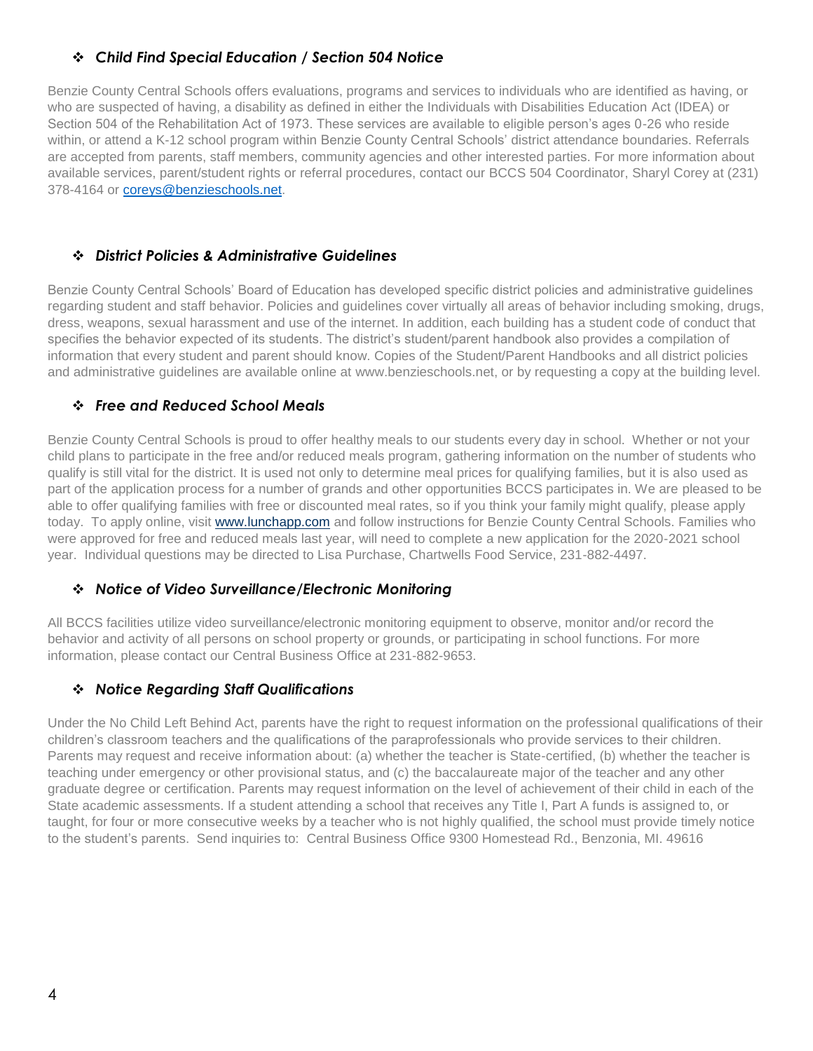### ❖ *Child Find Special Education / Section 504 Notice*

Benzie County Central Schools offers evaluations, programs and services to individuals who are identified as having, or who are suspected of having, a disability as defined in either the Individuals with Disabilities Education Act (IDEA) or Section 504 of the Rehabilitation Act of 1973. These services are available to eligible person's ages 0-26 who reside within, or attend a K-12 school program within Benzie County Central Schools' district attendance boundaries. Referrals are accepted from parents, staff members, community agencies and other interested parties. For more information about available services, parent/student rights or referral procedures, contact our BCCS 504 Coordinator, Sharyl Corey at (231) 378-4164 or [coreys@benzieschools.net](mailto:coreys@benzieschools.net).

### ❖ *District Policies & Administrative Guidelines*

Benzie County Central Schools' Board of Education has developed specific district policies and administrative guidelines regarding student and staff behavior. Policies and guidelines cover virtually all areas of behavior including smoking, drugs, dress, weapons, sexual harassment and use of the internet. In addition, each building has a student code of conduct that specifies the behavior expected of its students. The district's student/parent handbook also provides a compilation of information that every student and parent should know. Copies of the Student/Parent Handbooks and all district policies and administrative guidelines are available online at www.benzieschools.net, or by requesting a copy at the building level.

### ❖ *Free and Reduced School Meals*

Benzie County Central Schools is proud to offer healthy meals to our students every day in school. Whether or not your child plans to participate in the free and/or reduced meals program, gathering information on the number of students who qualify is still vital for the district. It is used not only to determine meal prices for qualifying families, but it is also used as part of the application process for a number of grands and other opportunities BCCS participates in. We are pleased to be able to offer qualifying families with free or discounted meal rates, so if you think your family might qualify, please apply today. To apply online, visit [www.lunchapp.com](http://www.lunchapp.com) and follow instructions for Benzie County Central Schools. Families who were approved for free and reduced meals last year, will need to complete a new application for the 2020-2021 school year. Individual questions may be directed to Lisa Purchase, Chartwells Food Service, 231-882-4497.

### ❖ *Notice of Video Surveillance/Electronic Monitoring*

All BCCS facilities utilize video surveillance/electronic monitoring equipment to observe, monitor and/or record the behavior and activity of all persons on school property or grounds, or participating in school functions. For more information, please contact our Central Business Office at 231-882-9653.

### ❖ *Notice Regarding Staff Qualifications*

Under the No Child Left Behind Act, parents have the right to request information on the professional qualifications of their children's classroom teachers and the qualifications of the paraprofessionals who provide services to their children. Parents may request and receive information about: (a) whether the teacher is State-certified, (b) whether the teacher is teaching under emergency or other provisional status, and (c) the baccalaureate major of the teacher and any other graduate degree or certification. Parents may request information on the level of achievement of their child in each of the State academic assessments. If a student attending a school that receives any Title I, Part A funds is assigned to, or taught, for four or more consecutive weeks by a teacher who is not highly qualified, the school must provide timely notice to the student's parents. Send inquiries to: Central Business Office 9300 Homestead Rd., Benzonia, MI. 49616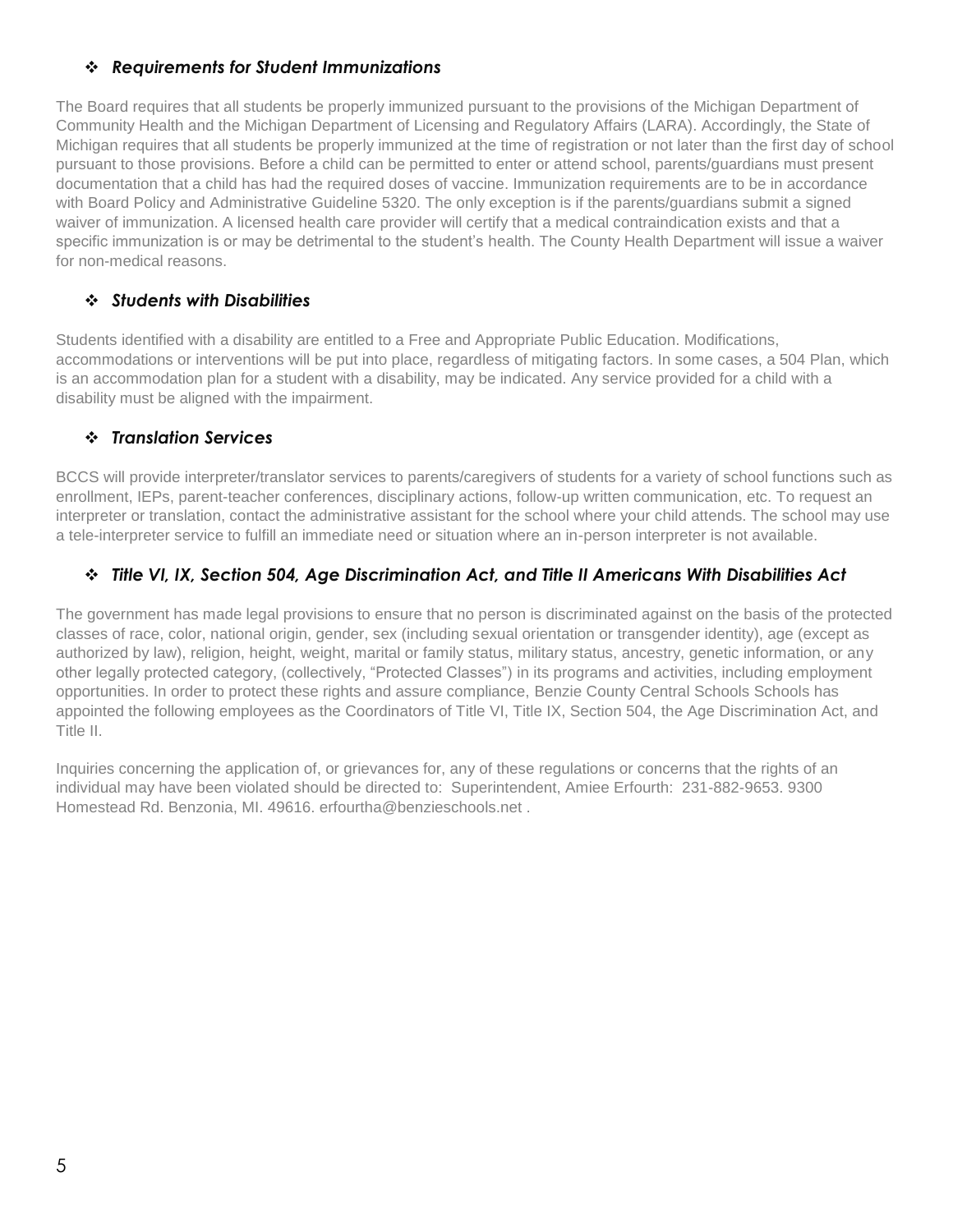## ❖ *Requirements for Student Immunizations*

The Board requires that all students be properly immunized pursuant to the provisions of the Michigan Department of Community Health and the Michigan Department of Licensing and Regulatory Affairs (LARA). Accordingly, the State of Michigan requires that all students be properly immunized at the time of registration or not later than the first day of school pursuant to those provisions. Before a child can be permitted to enter or attend school, parents/guardians must present documentation that a child has had the required doses of vaccine. Immunization requirements are to be in accordance with Board Policy and Administrative Guideline 5320. The only exception is if the parents/guardians submit a signed waiver of immunization. A licensed health care provider will certify that a medical contraindication exists and that a specific immunization is or may be detrimental to the student's health. The County Health Department will issue a waiver for non-medical reasons.

## ❖ *Students with Disabilities*

Students identified with a disability are entitled to a Free and Appropriate Public Education. Modifications, accommodations or interventions will be put into place, regardless of mitigating factors. In some cases, a 504 Plan, which is an accommodation plan for a student with a disability, may be indicated. Any service provided for a child with a disability must be aligned with the impairment.

## ❖ *Translation Services*

BCCS will provide interpreter/translator services to parents/caregivers of students for a variety of school functions such as enrollment, IEPs, parent-teacher conferences, disciplinary actions, follow-up written communication, etc. To request an interpreter or translation, contact the administrative assistant for the school where your child attends. The school may use a tele-interpreter service to fulfill an immediate need or situation where an in-person interpreter is not available.

## ❖ *Title VI, IX, Section 504, Age Discrimination Act, and Title II Americans With Disabilities Act*

The government has made legal provisions to ensure that no person is discriminated against on the basis of the protected classes of race, color, national origin, gender, sex (including sexual orientation or transgender identity), age (except as authorized by law), religion, height, weight, marital or family status, military status, ancestry, genetic information, or any other legally protected category, (collectively, "Protected Classes") in its programs and activities, including employment opportunities. In order to protect these rights and assure compliance, Benzie County Central Schools Schools has appointed the following employees as the Coordinators of Title VI, Title IX, Section 504, the Age Discrimination Act, and Title II.

Inquiries concerning the application of, or grievances for, any of these regulations or concerns that the rights of an individual may have been violated should be directed to: Superintendent, Amiee Erfourth: 231-882-9653. 9300 Homestead Rd. Benzonia, MI. 49616. erfourtha@benzieschools.net .